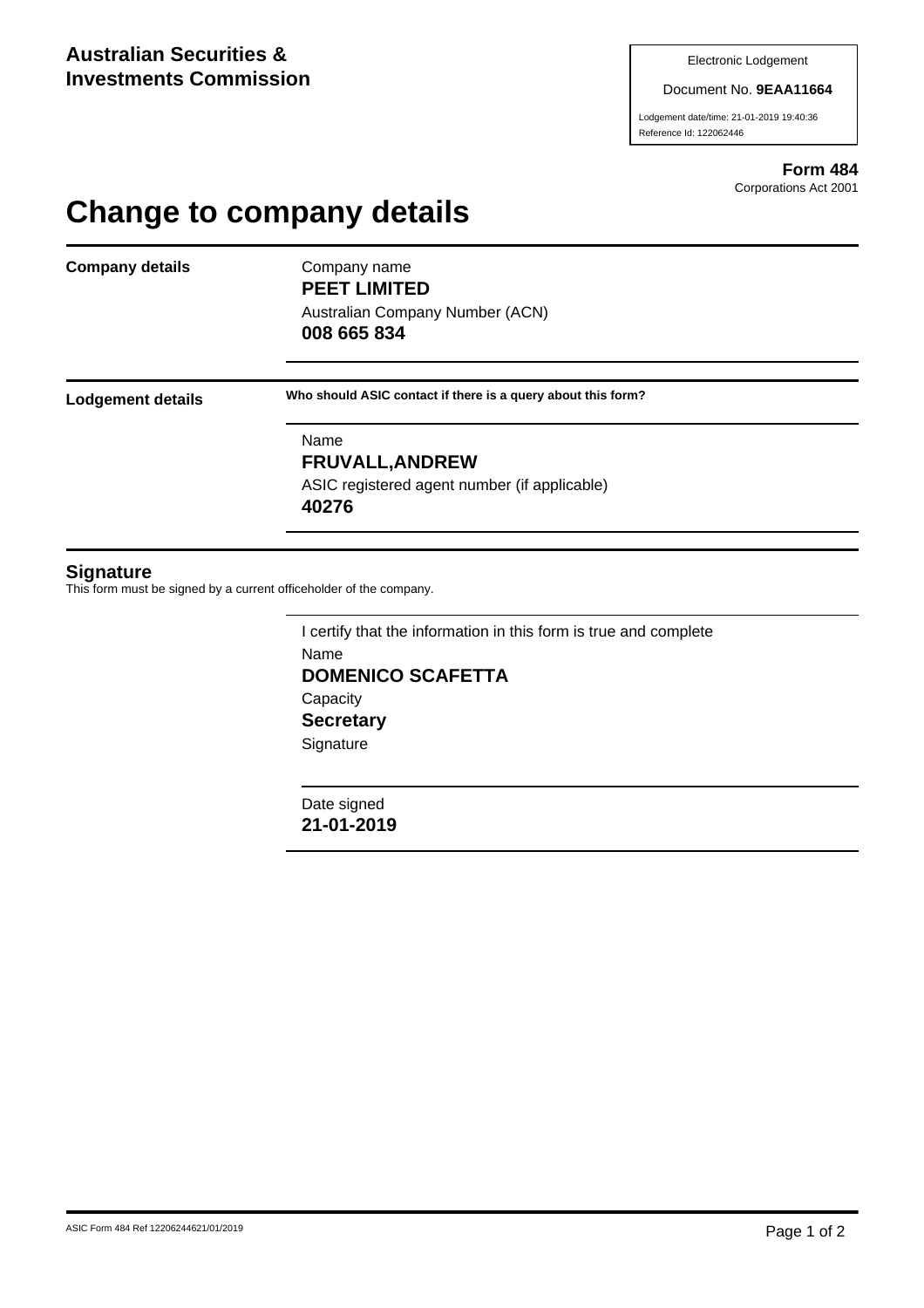**Australian Securities & Investments Commission**

Electronic Lodgement

Document No. **9EAA11664**

Lodgement date/time: 21-01-2019 19:40:36

Reference Id: 122062446

**Form 484**
Corporations Act 2001

# Change to company details

**Company details**

Company name
**PEET LIMITED**

Australian Company Number (ACN)
**008 665 834**

**Lodgement details**

**Who should ASIC contact if there is a query about this form?**

Name
**FRUVALL,ANDREW**

ASIC registered agent number (if applicable)
**40276**

## Signature

This form must be signed by a current officeholder of the company.

I certify that the information in this form is true and complete

Name
**DOMENICO SCAFETTA**

Capacity
**Secretary**

Signature

Date signed
**21-01-2019**

ASIC Form 484 Ref 12206244621/01/2019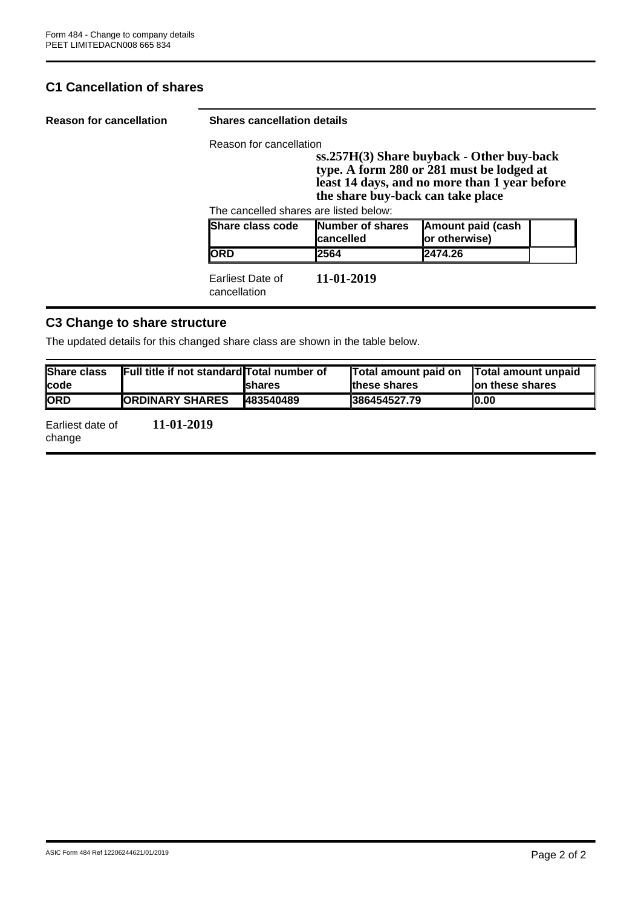## C1 Cancellation of shares

**Reason for cancellation**

**Shares cancellation details**

Reason for cancellation

**ss.257H(3) Share buyback - Other buy-back type. A form 280 or 281 must be lodged at least 14 days, and no more than 1 year before the share buy-back can take place**

The cancelled shares are listed below:

| Share class code | Number of shares cancelled | Amount paid (cash or otherwise) | |
|---|---|---|---|
| ORD | 2564 | 2474.26 | |

Earliest Date of cancellation **11-01-2019**

## C3 Change to share structure

The updated details for this changed share class are shown in the table below.

| Share class code | Full title if not standard | Total number of shares | Total amount paid on these shares | Total amount unpaid on these shares |
|---|---|---|---|---|
| ORD | ORDINARY SHARES | 483540489 | 386454527.79 | 0.00 |

Earliest date of change **11-01-2019**